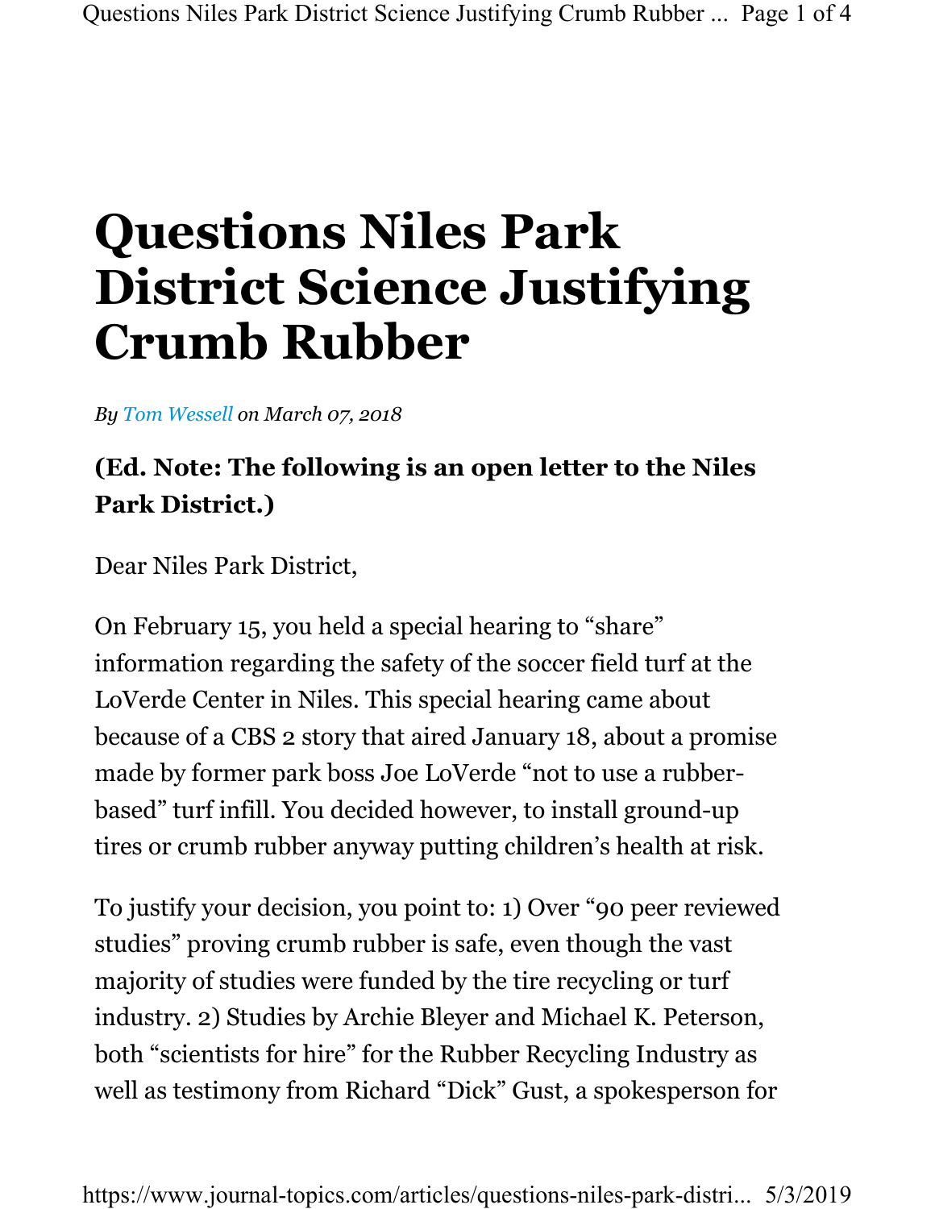# Questions Niles Park District Science Justifying Crumb Rubber

*By Tom Wessell on March 07, 2018*

**(Ed. Note: The following is an open letter to the Niles Park District.)**

Dear Niles Park District,

On February 15, you held a special hearing to "share" information regarding the safety of the soccer field turf at the LoVerde Center in Niles. This special hearing came about because of a CBS 2 story that aired January 18, about a promise made by former park boss Joe LoVerde "not to use a rubber-based" turf infill. You decided however, to install ground-up tires or crumb rubber anyway putting children's health at risk.

To justify your decision, you point to: 1) Over "90 peer reviewed studies" proving crumb rubber is safe, even though the vast majority of studies were funded by the tire recycling or turf industry. 2) Studies by Archie Bleyer and Michael K. Peterson, both "scientists for hire" for the Rubber Recycling Industry as well as testimony from Richard "Dick" Gust, a spokesperson for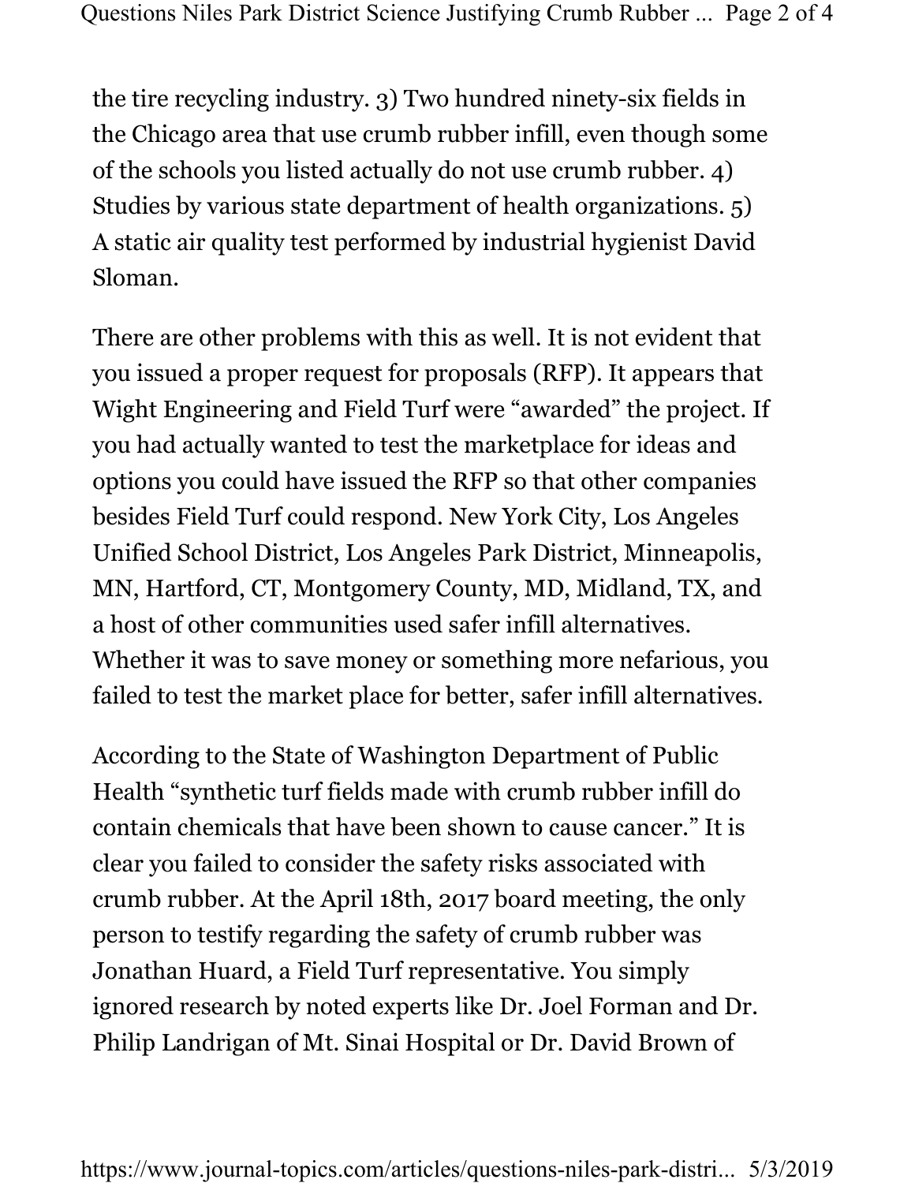the tire recycling industry. 3) Two hundred ninety-six fields in the Chicago area that use crumb rubber infill, even though some of the schools you listed actually do not use crumb rubber. 4) Studies by various state department of health organizations. 5) A static air quality test performed by industrial hygienist David Sloman.

There are other problems with this as well. It is not evident that you issued a proper request for proposals (RFP). It appears that Wight Engineering and Field Turf were "awarded" the project. If you had actually wanted to test the marketplace for ideas and options you could have issued the RFP so that other companies besides Field Turf could respond. New York City, Los Angeles Unified School District, Los Angeles Park District, Minneapolis, MN, Hartford, CT, Montgomery County, MD, Midland, TX, and a host of other communities used safer infill alternatives. Whether it was to save money or something more nefarious, you failed to test the market place for better, safer infill alternatives.

According to the State of Washington Department of Public Health "synthetic turf fields made with crumb rubber infill do contain chemicals that have been shown to cause cancer." It is clear you failed to consider the safety risks associated with crumb rubber. At the April 18th, 2017 board meeting, the only person to testify regarding the safety of crumb rubber was Jonathan Huard, a Field Turf representative. You simply ignored research by noted experts like Dr. Joel Forman and Dr. Philip Landrigan of Mt. Sinai Hospital or Dr. David Brown of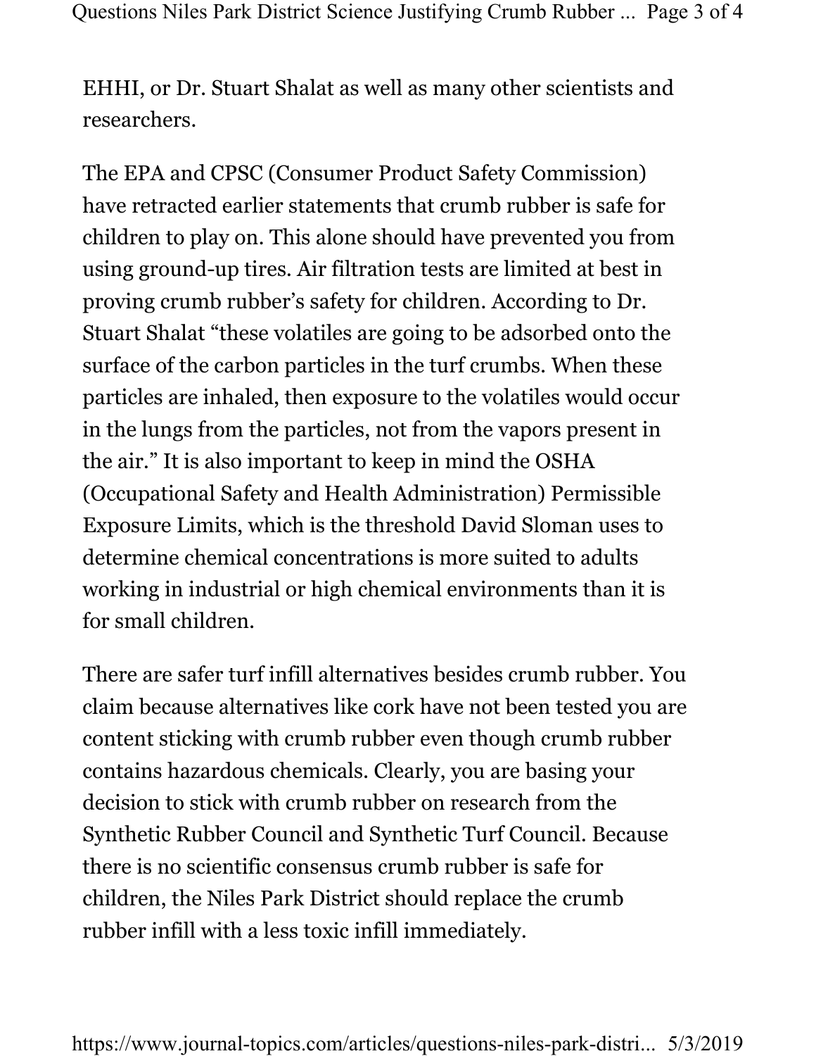EHHI, or Dr. Stuart Shalat as well as many other scientists and researchers.

The EPA and CPSC (Consumer Product Safety Commission) have retracted earlier statements that crumb rubber is safe for children to play on. This alone should have prevented you from using ground-up tires. Air filtration tests are limited at best in proving crumb rubber's safety for children. According to Dr. Stuart Shalat "these volatiles are going to be adsorbed onto the surface of the carbon particles in the turf crumbs. When these particles are inhaled, then exposure to the volatiles would occur in the lungs from the particles, not from the vapors present in the air." It is also important to keep in mind the OSHA (Occupational Safety and Health Administration) Permissible Exposure Limits, which is the threshold David Sloman uses to determine chemical concentrations is more suited to adults working in industrial or high chemical environments than it is for small children.

There are safer turf infill alternatives besides crumb rubber. You claim because alternatives like cork have not been tested you are content sticking with crumb rubber even though crumb rubber contains hazardous chemicals. Clearly, you are basing your decision to stick with crumb rubber on research from the Synthetic Rubber Council and Synthetic Turf Council. Because there is no scientific consensus crumb rubber is safe for children, the Niles Park District should replace the crumb rubber infill with a less toxic infill immediately.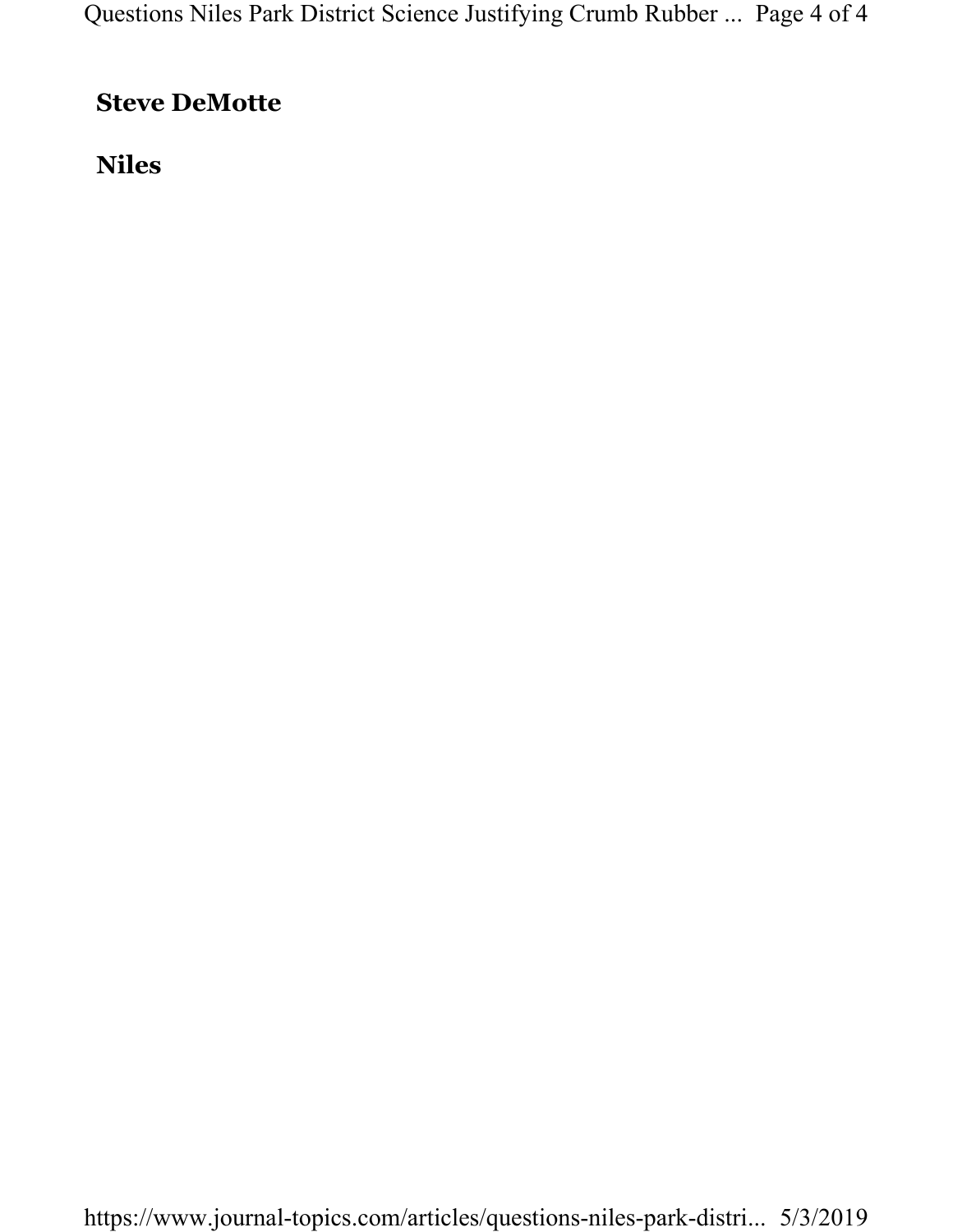**Steve DeMotte**

**Niles**